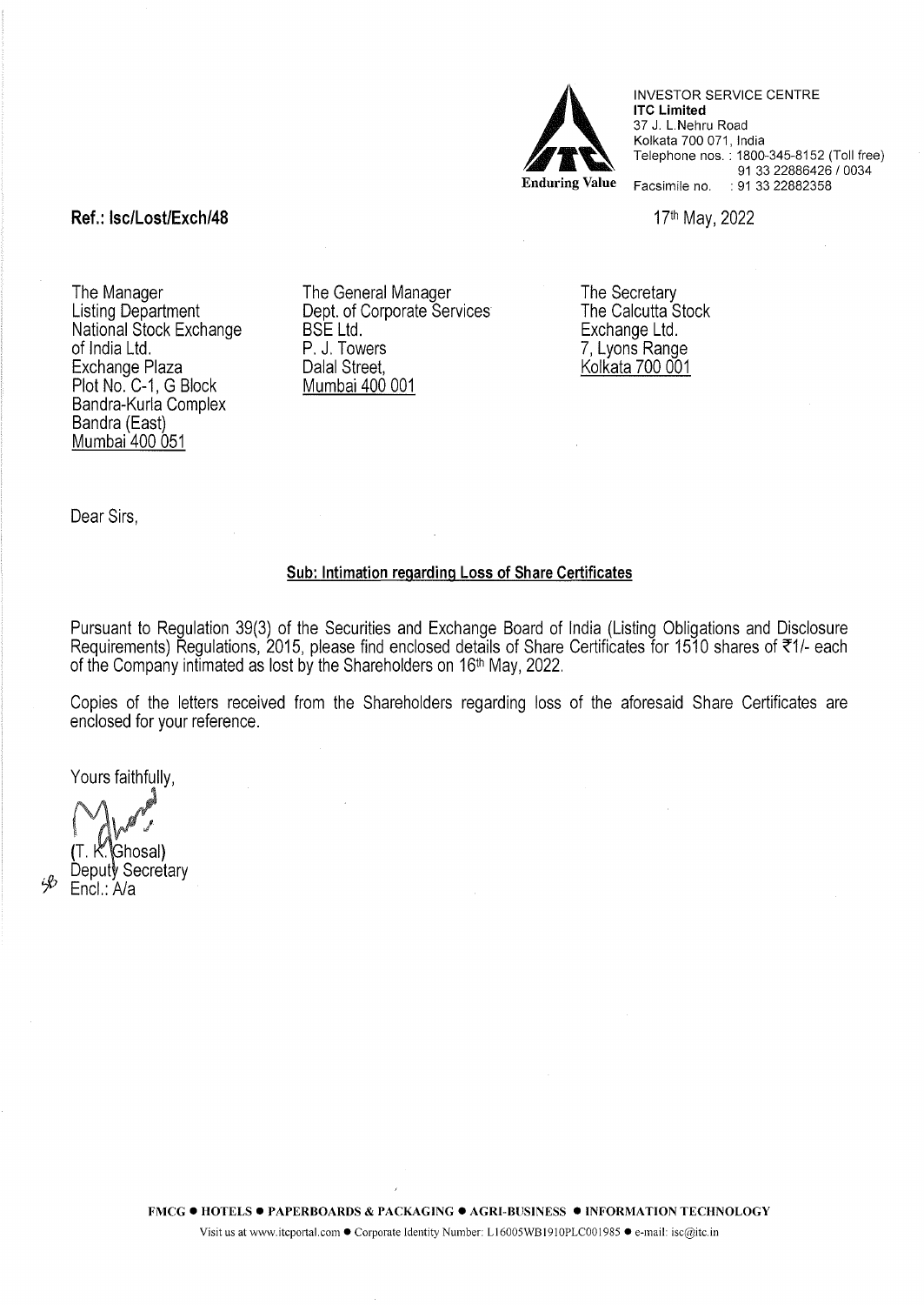INVESTOR SERVICE CENTRE
**ITC Limited**
37 J. L.Nehru Road
Kolkata 700 071, India
Telephone nos. : 1800-345-8152 (Toll free)
91 33 22886426 / 0034
Facsimile no. : 91 33 22882358

Enduring Value

**Ref.: Isc/Lost/Exch/48**

17th May, 2022

The Manager
Listing Department
National Stock Exchange of India Ltd.
Exchange Plaza
Plot No. C-1, G Block
Bandra-Kurla Complex
Bandra (East)
Mumbai 400 051

The General Manager
Dept. of Corporate Services
BSE Ltd.
P. J. Towers
Dalal Street,
Mumbai 400 001

The Secretary
The Calcutta Stock Exchange Ltd.
7, Lyons Range
Kolkata 700 001

Dear Sirs,

**Sub: Intimation regarding Loss of Share Certificates**

Pursuant to Regulation 39(3) of the Securities and Exchange Board of India (Listing Obligations and Disclosure Requirements) Regulations, 2015, please find enclosed details of Share Certificates for 1510 shares of ₹1/- each of the Company intimated as lost by the Shareholders on 16th May, 2022.

Copies of the letters received from the Shareholders regarding loss of the aforesaid Share Certificates are enclosed for your reference.

Yours faithfully,

(T. K. Ghosal)
Deputy Secretary

Encl.: A/a

FMCG • HOTELS • PAPERBOARDS & PACKAGING • AGRI-BUSINESS • INFORMATION TECHNOLOGY

Visit us at www.itcportal.com • Corporate Identity Number: L16005WB1910PLC001985 • e-mail: isc@itc.in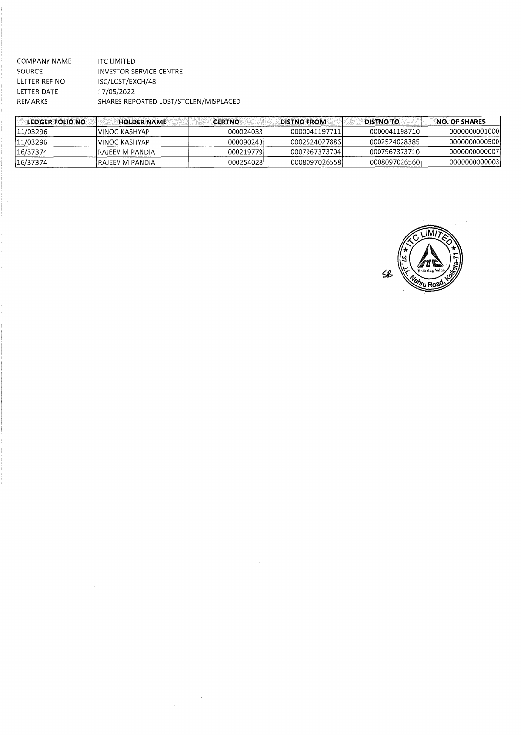COMPANY NAME ITC LIMITED
SOURCE INVESTOR SERVICE CENTRE
LETTER REF NO ISC/LOST/EXCH/48
LETTER DATE 17/05/2022
REMARKS SHARES REPORTED LOST/STOLEN/MISPLACED

| LEDGER FOLIO NO | HOLDER NAME | CERTNO | DISTNO FROM | DISTNO TO | NO. OF SHARES |
|---|---|---|---|---|---|
| 11/03296 | VINOO KASHYAP | 000024033 | 0000041197711 | 0000041198710 | 0000000001000 |
| 11/03296 | VINOO KASHYAP | 000090243 | 0002524027886 | 0002524028385 | 0000000000500 |
| 16/37374 | RAJEEV M PANDIA | 000219779 | 0007967373704 | 0007967373710 | 0000000000007 |
| 16/37374 | RAJEEV M PANDIA | 000254028 | 0008097026558 | 0008097026560 | 0000000000003 |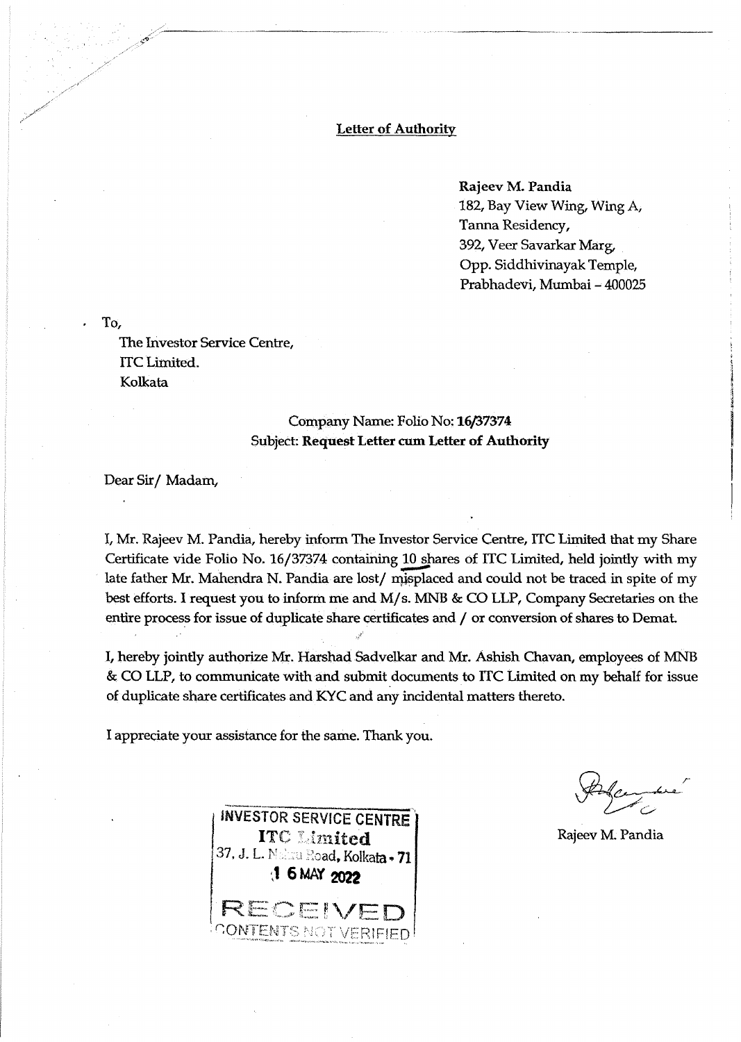**Letter of Authority**

**Rajeev M. Pandia**
182, Bay View Wing, Wing A,
Tanna Residency,
392, Veer Savarkar Marg,
Opp. Siddhivinayak Temple,
Prabhadevi, Mumbai – 400025

To,
The Investor Service Centre,
ITC Limited.
Kolkata

Company Name: Folio No: **16/37374**
Subject: **Request Letter cum Letter of Authority**

Dear Sir/ Madam,

I, Mr. Rajeev M. Pandia, hereby inform The Investor Service Centre, ITC Limited that my Share Certificate vide Folio No. 16/37374 containing 10 shares of ITC Limited, held jointly with my late father Mr. Mahendra N. Pandia are lost/ misplaced and could not be traced in spite of my best efforts. I request you to inform me and M/s. MNB & CO LLP, Company Secretaries on the entire process for issue of duplicate share certificates and / or conversion of shares to Demat.

I, hereby jointly authorize Mr. Harshad Sadvelkar and Mr. Ashish Chavan, employees of MNB & CO LLP, to communicate with and submit documents to ITC Limited on my behalf for issue of duplicate share certificates and KYC and any incidental matters thereto.

I appreciate your assistance for the same. Thank you.

INVESTOR SERVICE CENTRE
ITC Limited
37, J. L. Nehru Road, Kolkata - 71
16 MAY 2022
RECEIVED
CONTENTS NOT VERIFIED

Rajeev M. Pandia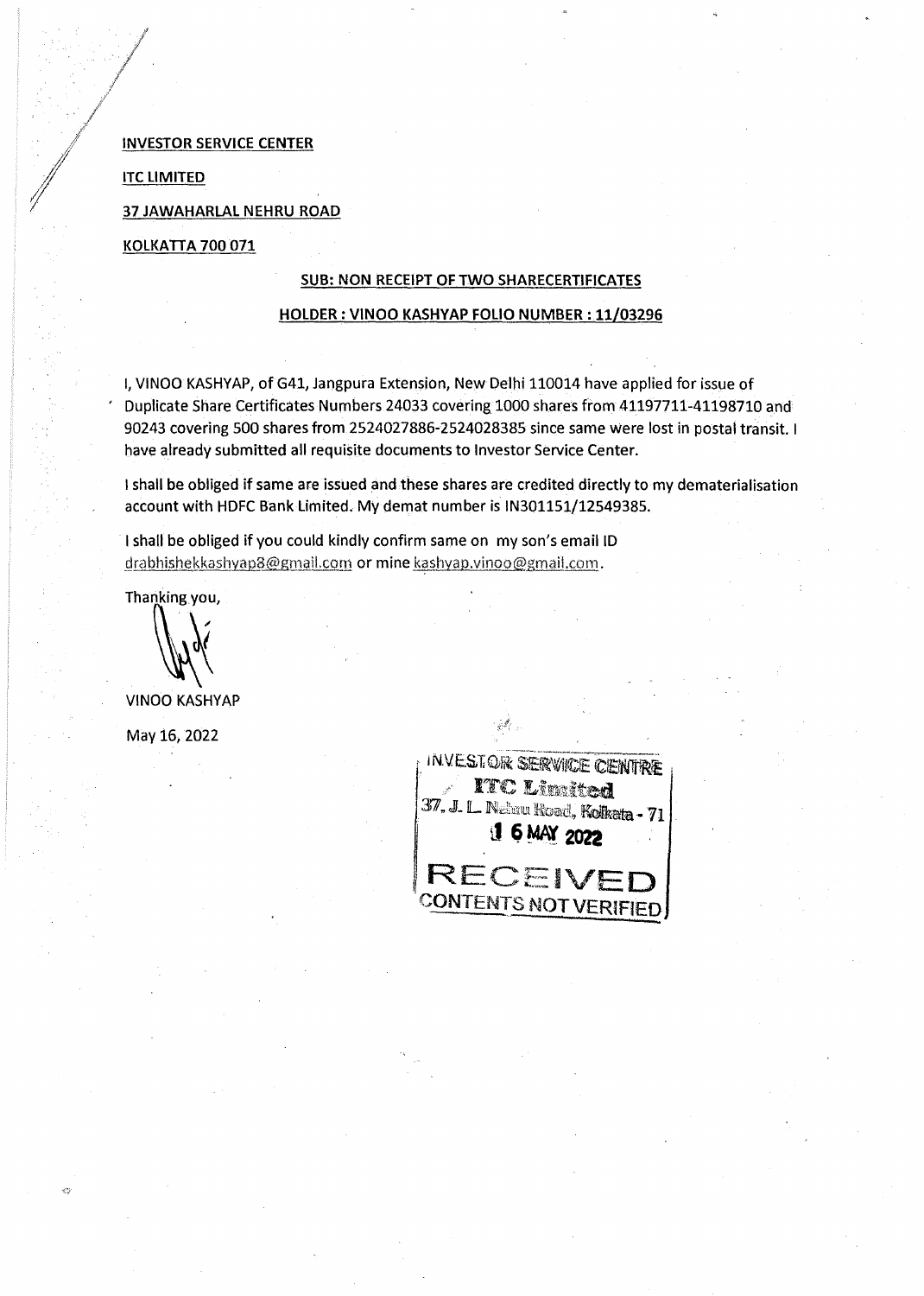INVESTOR SERVICE CENTER

ITC LIMITED

37 JAWAHARLAL NEHRU ROAD

KOLKATTA 700 071

**SUB: NON RECEIPT OF TWO SHARECERTIFICATES**

**HOLDER : VINOO KASHYAP FOLIO NUMBER : 11/03296**

I, VINOO KASHYAP, of G41, Jangpura Extension, New Delhi 110014 have applied for issue of Duplicate Share Certificates Numbers 24033 covering 1000 shares from 41197711-41198710 and 90243 covering 500 shares from 2524027886-2524028385 since same were lost in postal transit. I have already submitted all requisite documents to Investor Service Center.

I shall be obliged if same are issued and these shares are credited directly to my dematerialisation account with HDFC Bank Limited. My demat number is IN301151/12549385.

I shall be obliged if you could kindly confirm same on my son's email ID drabhishekkashyap8@gmail.com or mine kashyap.vinoo@gmail.com.

Thanking you,

VINOO KASHYAP

May 16, 2022

INVESTOR SERVICE CENTRE
ITC Limited
37, J. L. Nehru Road, Kolkata - 71
16 MAY 2022
RECEIVED
CONTENTS NOT VERIFIED